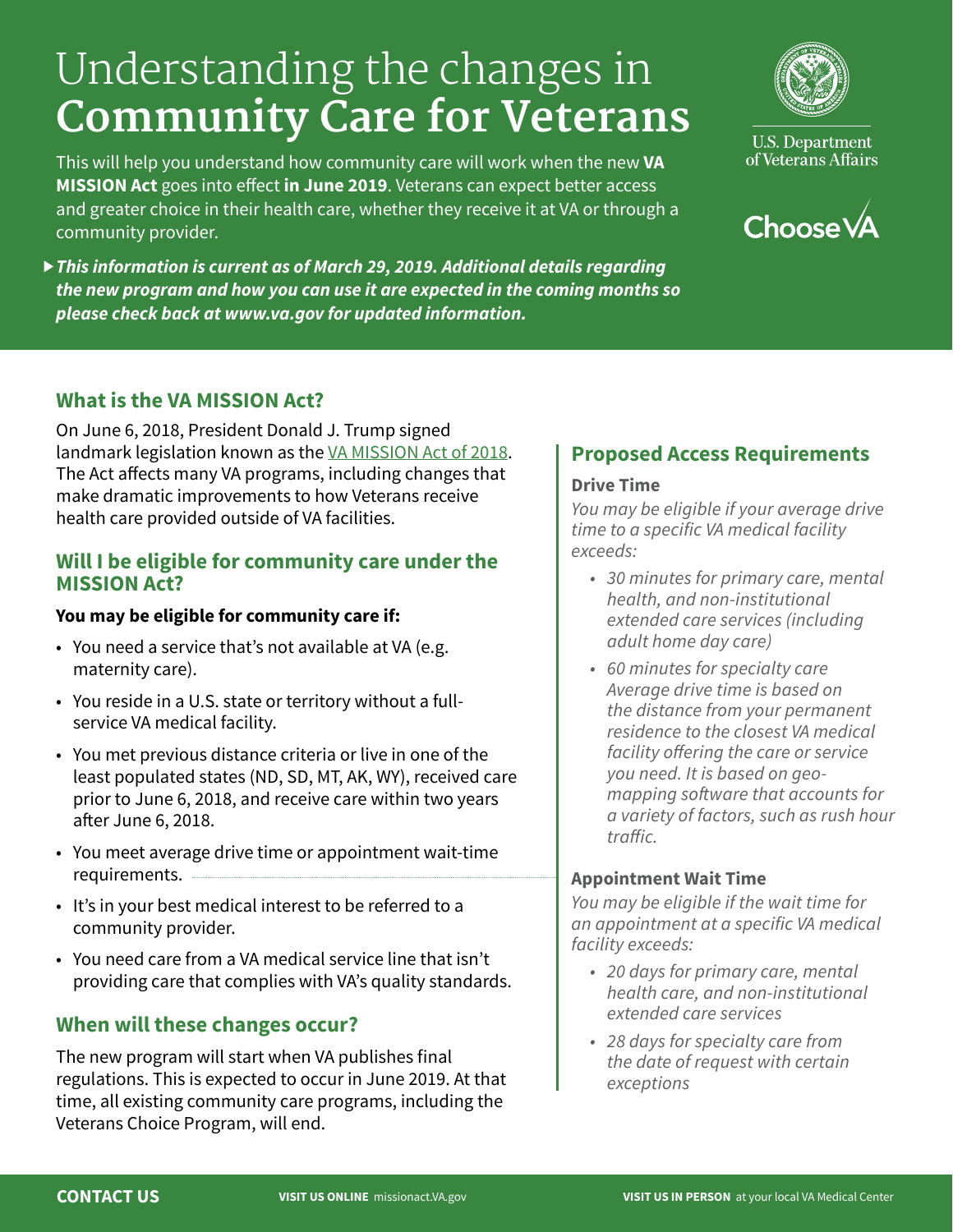# Understanding the changes in **Community Care for Veterans**

U.S. Department of Veterans Affairs

Choose VA

This will help you understand how community care will work when the new **VA MISSION Act** goes into effect **in June 2019**. Veterans can expect better access and greater choice in their health care, whether they receive it at VA or through a community provider.

▶ ***This information is current as of March 29, 2019. Additional details regarding the new program and how you can use it are expected in the coming months so please check back at www.va.gov for updated information.***

## What is the VA MISSION Act?

On June 6, 2018, President Donald J. Trump signed landmark legislation known as the VA MISSION Act of 2018. The Act affects many VA programs, including changes that make dramatic improvements to how Veterans receive health care provided outside of VA facilities.

## Will I be eligible for community care under the MISSION Act?

**You may be eligible for community care if:**

- You need a service that's not available at VA (e.g. maternity care).
- You reside in a U.S. state or territory without a full-service VA medical facility.
- You met previous distance criteria or live in one of the least populated states (ND, SD, MT, AK, WY), received care prior to June 6, 2018, and receive care within two years after June 6, 2018.
- You meet average drive time or appointment wait-time requirements.
- It's in your best medical interest to be referred to a community provider.
- You need care from a VA medical service line that isn't providing care that complies with VA's quality standards.

## When will these changes occur?

The new program will start when VA publishes final regulations. This is expected to occur in June 2019. At that time, all existing community care programs, including the Veterans Choice Program, will end.

## Proposed Access Requirements

### Drive Time

*You may be eligible if your average drive time to a specific VA medical facility exceeds:*

- *30 minutes for primary care, mental health, and non-institutional extended care services (including adult home day care)*
- *60 minutes for specialty care*
  *Average drive time is based on the distance from your permanent residence to the closest VA medical facility offering the care or service you need. It is based on geo-mapping software that accounts for a variety of factors, such as rush hour traffic.*

### Appointment Wait Time

*You may be eligible if the wait time for an appointment at a specific VA medical facility exceeds:*

- *20 days for primary care, mental health care, and non-institutional extended care services*
- *28 days for specialty care from the date of request with certain exceptions*

**CONTACT US** **VISIT US ONLINE** missionact.VA.gov **VISIT US IN PERSON** at your local VA Medical Center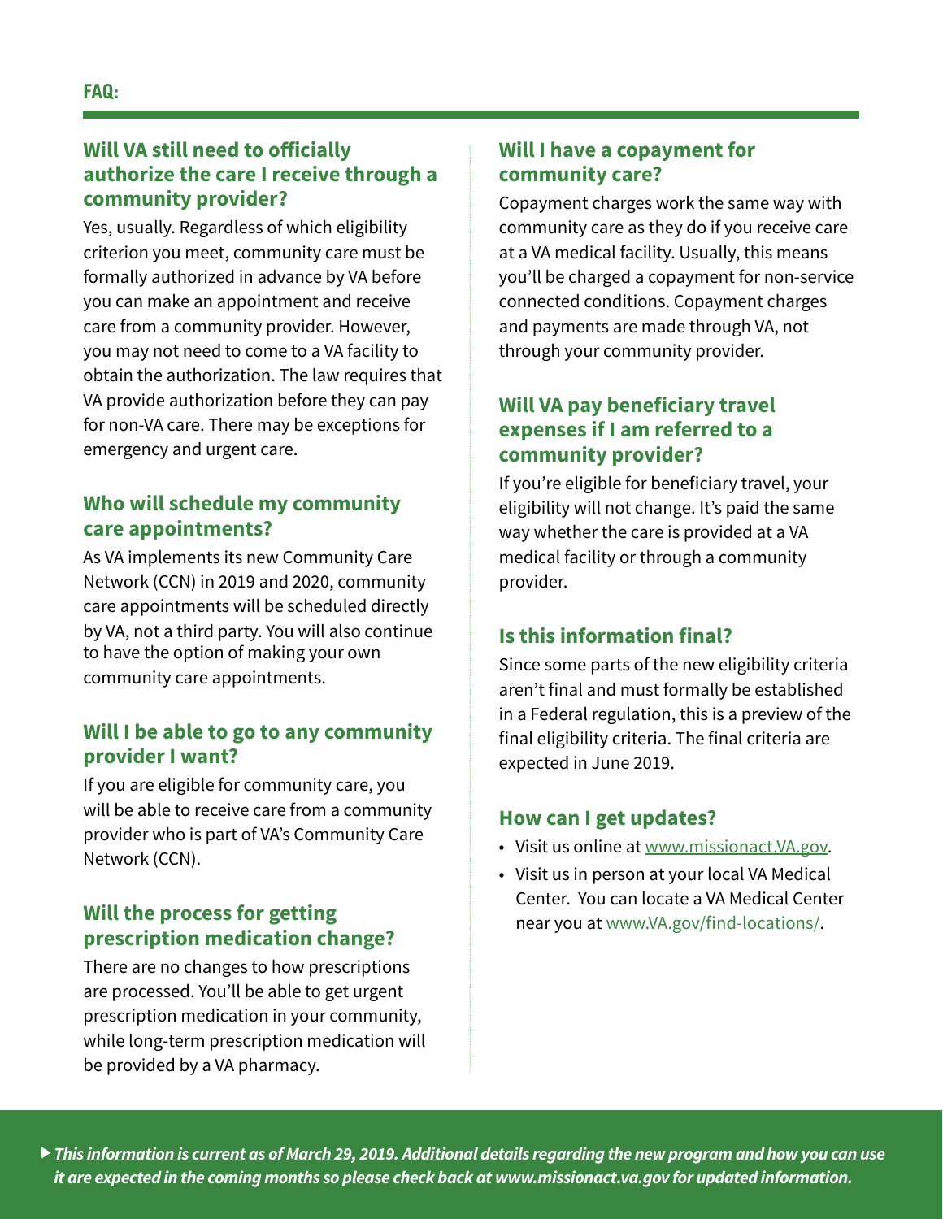## FAQ:

### Will VA still need to officially authorize the care I receive through a community provider?

Yes, usually. Regardless of which eligibility criterion you meet, community care must be formally authorized in advance by VA before you can make an appointment and receive care from a community provider. However, you may not need to come to a VA facility to obtain the authorization. The law requires that VA provide authorization before they can pay for non-VA care. There may be exceptions for emergency and urgent care.

### Who will schedule my community care appointments?

As VA implements its new Community Care Network (CCN) in 2019 and 2020, community care appointments will be scheduled directly by VA, not a third party. You will also continue to have the option of making your own community care appointments.

### Will I be able to go to any community provider I want?

If you are eligible for community care, you will be able to receive care from a community provider who is part of VA's Community Care Network (CCN).

### Will the process for getting prescription medication change?

There are no changes to how prescriptions are processed. You'll be able to get urgent prescription medication in your community, while long-term prescription medication will be provided by a VA pharmacy.

### Will I have a copayment for community care?

Copayment charges work the same way with community care as they do if you receive care at a VA medical facility. Usually, this means you'll be charged a copayment for non-service connected conditions. Copayment charges and payments are made through VA, not through your community provider.

### Will VA pay beneficiary travel expenses if I am referred to a community provider?

If you're eligible for beneficiary travel, your eligibility will not change. It's paid the same way whether the care is provided at a VA medical facility or through a community provider.

### Is this information final?

Since some parts of the new eligibility criteria aren't final and must formally be established in a Federal regulation, this is a preview of the final eligibility criteria. The final criteria are expected in June 2019.

### How can I get updates?

- Visit us online at [www.missionact.VA.gov](http://www.missionact.VA.gov).
- Visit us in person at your local VA Medical Center. You can locate a VA Medical Center near you at [www.VA.gov/find-locations/](http://www.VA.gov/find-locations/).

▶ ***This information is current as of March 29, 2019. Additional details regarding the new program and how you can use it are expected in the coming months so please check back at www.missionact.va.gov for updated information.***